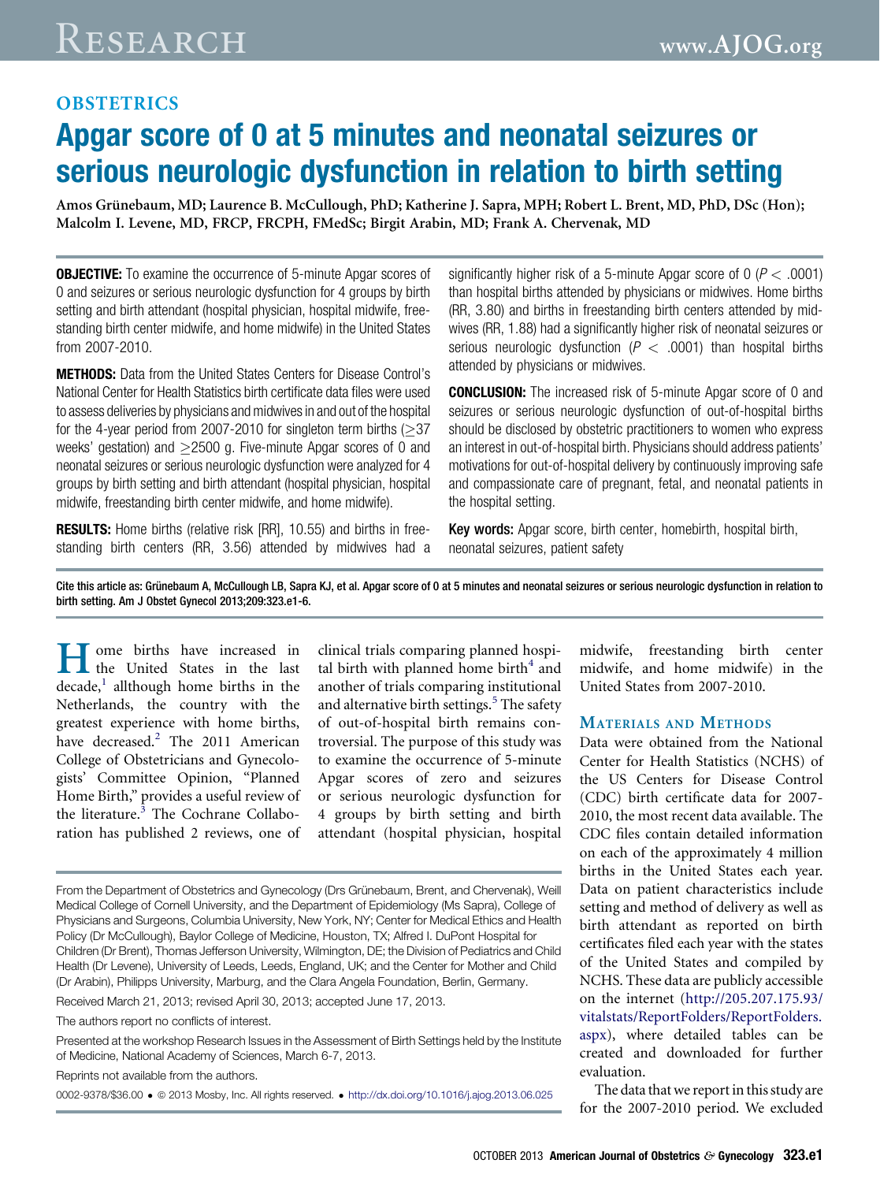## OBSTETRICS

# Apgar score of 0 at 5 minutes and neonatal seizures or serious neurologic dysfunction in relation to birth setting

Amos Grünebaum, MD; Laurence B. McCullough, PhD; Katherine J. Sapra, MPH; Robert L. Brent, MD, PhD, DSc (Hon); Malcolm I. Levene, MD, FRCP, FRCPH, FMedSc; Birgit Arabin, MD; Frank A. Chervenak, MD

**OBJECTIVE:** To examine the occurrence of 5-minute Apgar scores of 0 and seizures or serious neurologic dysfunction for 4 groups by birth setting and birth attendant (hospital physician, hospital midwife, freestanding birth center midwife, and home midwife) in the United States from 2007-2010.

**METHODS:** Data from the United States Centers for Disease Control's National Center for Health Statistics birth certificate data files were used to assess deliveries by physicians and midwives in and out of the hospital for the 4-year period from 2007-2010 for singleton term births ($\geq$37 weeks' gestation) and $\geq$2500 g. Five-minute Apgar scores of 0 and neonatal seizures or serious neurologic dysfunction were analyzed for 4 groups by birth setting and birth attendant (hospital physician, hospital midwife, freestanding birth center midwife, and home midwife).

**RESULTS:** Home births (relative risk [RR], 10.55) and births in freestanding birth centers (RR, 3.56) attended by midwives had a significantly higher risk of a 5-minute Apgar score of 0 ($P < .0001$) than hospital births attended by physicians or midwives. Home births (RR, 3.80) and births in freestanding birth centers attended by midwives (RR, 1.88) had a significantly higher risk of neonatal seizures or serious neurologic dysfunction ($P < .0001$) than hospital births attended by physicians or midwives.

**CONCLUSION:** The increased risk of 5-minute Apgar score of 0 and seizures or serious neurologic dysfunction of out-of-hospital births should be disclosed by obstetric practitioners to women who express an interest in out-of-hospital birth. Physicians should address patients' motivations for out-of-hospital delivery by continuously improving safe and compassionate care of pregnant, fetal, and neonatal patients in the hospital setting.

**Key words:** Apgar score, birth center, homebirth, hospital birth, neonatal seizures, patient safety

Cite this article as: Grünebaum A, McCullough LB, Sapra KJ, et al. Apgar score of 0 at 5 minutes and neonatal seizures or serious neurologic dysfunction in relation to birth setting. Am J Obstet Gynecol 2013;209:323.e1-6.

Home births have increased in the United States in the last decade,[1] allthough home births in the Netherlands, the country with the greatest experience with home births, have decreased.[2] The 2011 American College of Obstetricians and Gynecologists' Committee Opinion, "Planned Home Birth," provides a useful review of the literature.[3] The Cochrane Collaboration has published 2 reviews, one of clinical trials comparing planned hospital birth with planned home birth[4] and another of trials comparing institutional and alternative birth settings.[5] The safety of out-of-hospital birth remains controversial. The purpose of this study was to examine the occurrence of 5-minute Apgar scores of zero and seizures or serious neurologic dysfunction for 4 groups by birth setting and birth attendant (hospital physician, hospital midwife, freestanding birth center midwife, and home midwife) in the United States from 2007-2010.

## Materials and Methods

Data were obtained from the National Center for Health Statistics (NCHS) of the US Centers for Disease Control (CDC) birth certificate data for 2007-2010, the most recent data available. The CDC files contain detailed information on each of the approximately 4 million births in the United States each year. Data on patient characteristics include setting and method of delivery as well as birth attendant as reported on birth certificates filed each year with the states of the United States and compiled by NCHS. These data are publicly accessible on the internet (http://205.207.175.93/vitalstats/ReportFolders/ReportFolders.aspx), where detailed tables can be created and downloaded for further evaluation.

The data that we report in this study are for the 2007-2010 period. We excluded

From the Department of Obstetrics and Gynecology (Drs Grünebaum, Brent, and Chervenak), Weill Medical College of Cornell University, and the Department of Epidemiology (Ms Sapra), College of Physicians and Surgeons, Columbia University, New York, NY; Center for Medical Ethics and Health Policy (Dr McCullough), Baylor College of Medicine, Houston, TX; Alfred I. DuPont Hospital for Children (Dr Brent), Thomas Jefferson University, Wilmington, DE; the Division of Pediatrics and Child Health (Dr Levene), University of Leeds, Leeds, England, UK; and the Center for Mother and Child (Dr Arabin), Philipps University, Marburg, and the Clara Angela Foundation, Berlin, Germany.

Received March 21, 2013; revised April 30, 2013; accepted June 17, 2013.

The authors report no conflicts of interest.

Presented at the workshop Research Issues in the Assessment of Birth Settings held by the Institute of Medicine, National Academy of Sciences, March 6-7, 2013.

Reprints not available from the authors.

0002-9378/$36.00 • © 2013 Mosby, Inc. All rights reserved. • http://dx.doi.org/10.1016/j.ajog.2013.06.025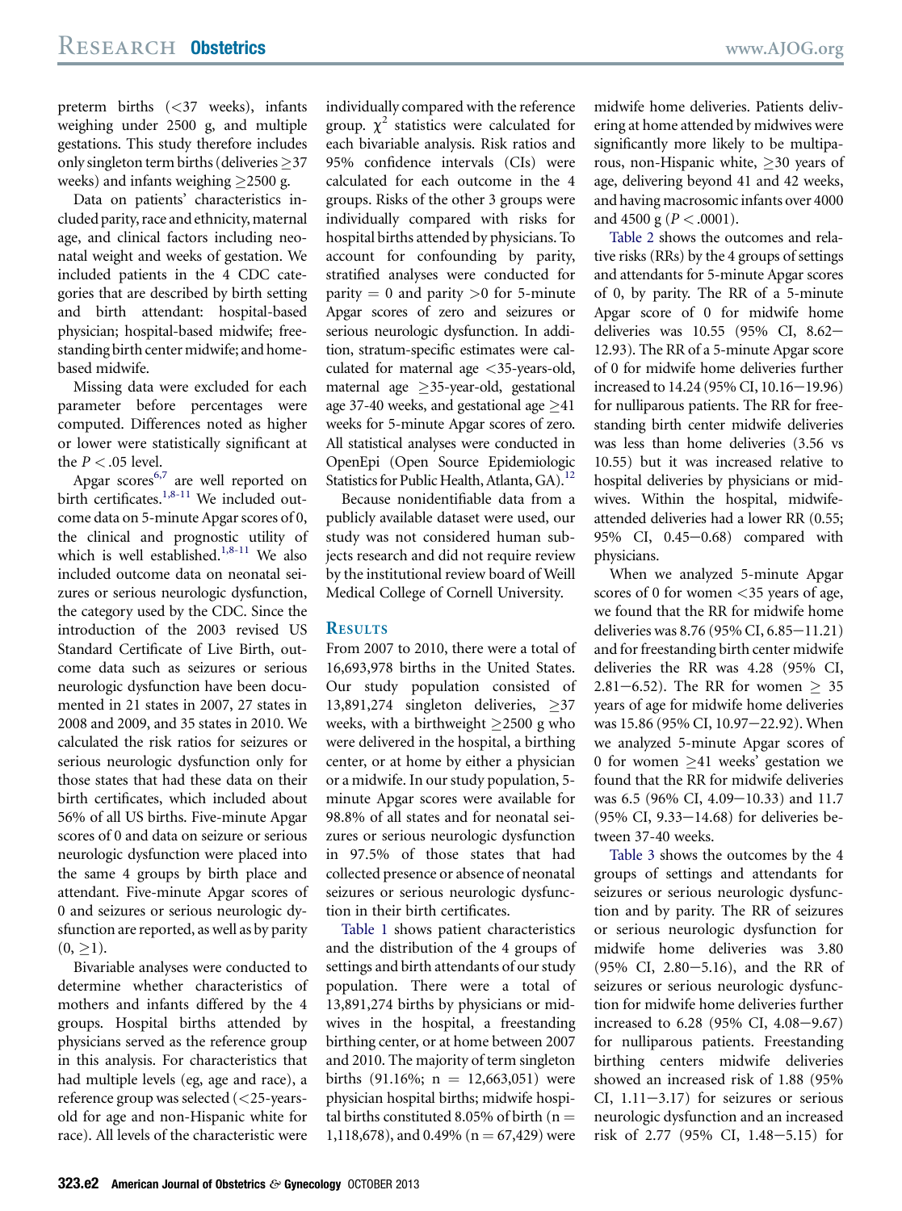preterm births (<37 weeks), infants weighing under 2500 g, and multiple gestations. This study therefore includes only singleton term births (deliveries ≥37 weeks) and infants weighing ≥2500 g.

Data on patients' characteristics included parity, race and ethnicity, maternal age, and clinical factors including neonatal weight and weeks of gestation. We included patients in the 4 CDC categories that are described by birth setting and birth attendant: hospital-based physician; hospital-based midwife; freestanding birth center midwife; and home-based midwife.

Missing data were excluded for each parameter before percentages were computed. Differences noted as higher or lower were statistically significant at the $P < .05$ level.

Apgar scores[6,7] are well reported on birth certificates.[1,8-11] We included outcome data on 5-minute Apgar scores of 0, the clinical and prognostic utility of which is well established.[1,8-11] We also included outcome data on neonatal seizures or serious neurologic dysfunction, the category used by the CDC. Since the introduction of the 2003 revised US Standard Certificate of Live Birth, outcome data such as seizures or serious neurologic dysfunction have been documented in 21 states in 2007, 27 states in 2008 and 2009, and 35 states in 2010. We calculated the risk ratios for seizures or serious neurologic dysfunction only for those states that had these data on their birth certificates, which included about 56% of all US births. Five-minute Apgar scores of 0 and data on seizure or serious neurologic dysfunction were placed into the same 4 groups by birth place and attendant. Five-minute Apgar scores of 0 and seizures or serious neurologic dysfunction are reported, as well as by parity (0, ≥1).

Bivariable analyses were conducted to determine whether characteristics of mothers and infants differed by the 4 groups. Hospital births attended by physicians served as the reference group in this analysis. For characteristics that had multiple levels (eg, age and race), a reference group was selected (<25-years-old for age and non-Hispanic white for race). All levels of the characteristic were individually compared with the reference group. $\chi^2$ statistics were calculated for each bivariable analysis. Risk ratios and 95% confidence intervals (CIs) were calculated for each outcome in the 4 groups. Risks of the other 3 groups were individually compared with risks for hospital births attended by physicians. To account for confounding by parity, stratified analyses were conducted for parity = 0 and parity >0 for 5-minute Apgar scores of zero and seizures or serious neurologic dysfunction. In addition, stratum-specific estimates were calculated for maternal age <35-years-old, maternal age ≥35-year-old, gestational age 37-40 weeks, and gestational age ≥41 weeks for 5-minute Apgar scores of zero. All statistical analyses were conducted in OpenEpi (Open Source Epidemiologic Statistics for Public Health, Atlanta, GA).[12]

Because nonidentifiable data from a publicly available dataset were used, our study was not considered human subjects research and did not require review by the institutional review board of Weill Medical College of Cornell University.

## Results

From 2007 to 2010, there were a total of 16,693,978 births in the United States. Our study population consisted of 13,891,274 singleton deliveries, ≥37 weeks, with a birthweight ≥2500 g who were delivered in the hospital, a birthing center, or at home by either a physician or a midwife. In our study population, 5-minute Apgar scores were available for 98.8% of all states and for neonatal seizures or serious neurologic dysfunction in 97.5% of those states that had collected presence or absence of neonatal seizures or serious neurologic dysfunction in their birth certificates.

Table 1 shows patient characteristics and the distribution of the 4 groups of settings and birth attendants of our study population. There were a total of 13,891,274 births by physicians or midwives in the hospital, a freestanding birthing center, or at home between 2007 and 2010. The majority of term singleton births (91.16%; n = 12,663,051) were physician hospital births; midwife hospital births constituted 8.05% of birth (n = 1,118,678), and 0.49% (n = 67,429) were midwife home deliveries. Patients delivering at home attended by midwives were significantly more likely to be multiparous, non-Hispanic white, ≥30 years of age, delivering beyond 41 and 42 weeks, and having macrosomic infants over 4000 and 4500 g ($P < .0001$).

Table 2 shows the outcomes and relative risks (RRs) by the 4 groups of settings and attendants for 5-minute Apgar scores of 0, by parity. The RR of a 5-minute Apgar score of 0 for midwife home deliveries was 10.55 (95% CI, 8.62−12.93). The RR of a 5-minute Apgar score of 0 for midwife home deliveries further increased to 14.24 (95% CI, 10.16−19.96) for nulliparous patients. The RR for freestanding birth center midwife deliveries was less than home deliveries (3.56 vs 10.55) but it was increased relative to hospital deliveries by physicians or midwives. Within the hospital, midwife-attended deliveries had a lower RR (0.55; 95% CI, 0.45−0.68) compared with physicians.

When we analyzed 5-minute Apgar scores of 0 for women <35 years of age, we found that the RR for midwife home deliveries was 8.76 (95% CI, 6.85−11.21) and for freestanding birth center midwife deliveries the RR was 4.28 (95% CI, 2.81−6.52). The RR for women ≥ 35 years of age for midwife home deliveries was 15.86 (95% CI, 10.97−22.92). When we analyzed 5-minute Apgar scores of 0 for women ≥41 weeks' gestation we found that the RR for midwife deliveries was 6.5 (96% CI, 4.09−10.33) and 11.7 (95% CI, 9.33−14.68) for deliveries between 37-40 weeks.

Table 3 shows the outcomes by the 4 groups of settings and attendants for seizures or serious neurologic dysfunction and by parity. The RR of seizures or serious neurologic dysfunction for midwife home deliveries was 3.80 (95% CI, 2.80−5.16), and the RR of seizures or serious neurologic dysfunction for midwife home deliveries further increased to 6.28 (95% CI, 4.08−9.67) for nulliparous patients. Freestanding birthing centers midwife deliveries showed an increased risk of 1.88 (95% CI, 1.11−3.17) for seizures or serious neurologic dysfunction and an increased risk of 2.77 (95% CI, 1.48−5.15) for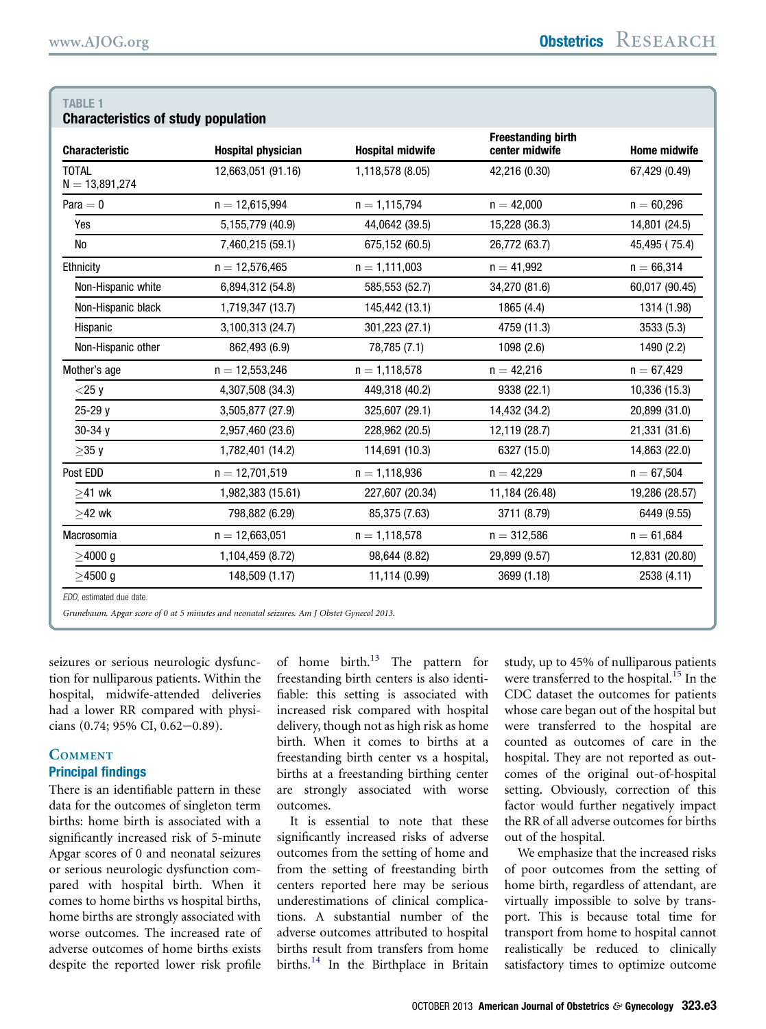**TABLE 1**
**Characteristics of study population**

| Characteristic | Hospital physician | Hospital midwife | Freestanding birth center midwife | Home midwife |
|---|---|---|---|---|
| TOTAL N = 13,891,274 | 12,663,051 (91.16) | 1,118,578 (8.05) | 42,216 (0.30) | 67,429 (0.49) |
| Para = 0 | n = 12,615,994 | n = 1,115,794 | n = 42,000 | n = 60,296 |
| Yes | 5,155,779 (40.9) | 44,0642 (39.5) | 15,228 (36.3) | 14,801 (24.5) |
| No | 7,460,215 (59.1) | 675,152 (60.5) | 26,772 (63.7) | 45,495 ( 75.4) |
| Ethnicity | n = 12,576,465 | n = 1,111,003 | n = 41,992 | n = 66,314 |
| Non-Hispanic white | 6,894,312 (54.8) | 585,553 (52.7) | 34,270 (81.6) | 60,017 (90.45) |
| Non-Hispanic black | 1,719,347 (13.7) | 145,442 (13.1) | 1865 (4.4) | 1314 (1.98) |
| Hispanic | 3,100,313 (24.7) | 301,223 (27.1) | 4759 (11.3) | 3533 (5.3) |
| Non-Hispanic other | 862,493 (6.9) | 78,785 (7.1) | 1098 (2.6) | 1490 (2.2) |
| Mother's age | n = 12,553,246 | n = 1,118,578 | n = 42,216 | n = 67,429 |
| <25 y | 4,307,508 (34.3) | 449,318 (40.2) | 9338 (22.1) | 10,336 (15.3) |
| 25-29 y | 3,505,877 (27.9) | 325,607 (29.1) | 14,432 (34.2) | 20,899 (31.0) |
| 30-34 y | 2,957,460 (23.6) | 228,962 (20.5) | 12,119 (28.7) | 21,331 (31.6) |
| ≥35 y | 1,782,401 (14.2) | 114,691 (10.3) | 6327 (15.0) | 14,863 (22.0) |
| Post EDD | n = 12,701,519 | n = 1,118,936 | n = 42,229 | n = 67,504 |
| ≥41 wk | 1,982,383 (15.61) | 227,607 (20.34) | 11,184 (26.48) | 19,286 (28.57) |
| ≥42 wk | 798,882 (6.29) | 85,375 (7.63) | 3711 (8.79) | 6449 (9.55) |
| Macrosomia | n = 12,663,051 | n = 1,118,578 | n = 312,586 | n = 61,684 |
| ≥4000 g | 1,104,459 (8.72) | 98,644 (8.82) | 29,899 (9.57) | 12,831 (20.80) |
| ≥4500 g | 148,509 (1.17) | 11,114 (0.99) | 3699 (1.18) | 2538 (4.11) |

*EDD*, estimated due date.

*Grunebaum. Apgar score of 0 at 5 minutes and neonatal seizures. Am J Obstet Gynecol 2013.*

seizures or serious neurologic dysfunction for nulliparous patients. Within the hospital, midwife-attended deliveries had a lower RR compared with physicians (0.74; 95% CI, 0.62–0.89).

## Comment

### Principal findings

There is an identifiable pattern in these data for the outcomes of singleton term births: home birth is associated with a significantly increased risk of 5-minute Apgar scores of 0 and neonatal seizures or serious neurologic dysfunction compared with hospital birth. When it comes to home births vs hospital births, home births are strongly associated with worse outcomes. The increased rate of adverse outcomes of home births exists despite the reported lower risk profile of home birth.[13] The pattern for freestanding birth centers is also identifiable: this setting is associated with increased risk compared with hospital delivery, though not as high risk as home birth. When it comes to births at a freestanding birth center vs a hospital, births at a freestanding birthing center are strongly associated with worse outcomes.

It is essential to note that these significantly increased risks of adverse outcomes from the setting of home and from the setting of freestanding birth centers reported here may be serious underestimations of clinical complications. A substantial number of the adverse outcomes attributed to hospital births result from transfers from home births.[14] In the Birthplace in Britain study, up to 45% of nulliparous patients were transferred to the hospital.[15] In the CDC dataset the outcomes for patients whose care began out of the hospital but were transferred to the hospital are counted as outcomes of care in the hospital. They are not reported as outcomes of the original out-of-hospital setting. Obviously, correction of this factor would further negatively impact the RR of all adverse outcomes for births out of the hospital.

We emphasize that the increased risks of poor outcomes from the setting of home birth, regardless of attendant, are virtually impossible to solve by transport. This is because total time for transport from home to hospital cannot realistically be reduced to clinically satisfactory times to optimize outcome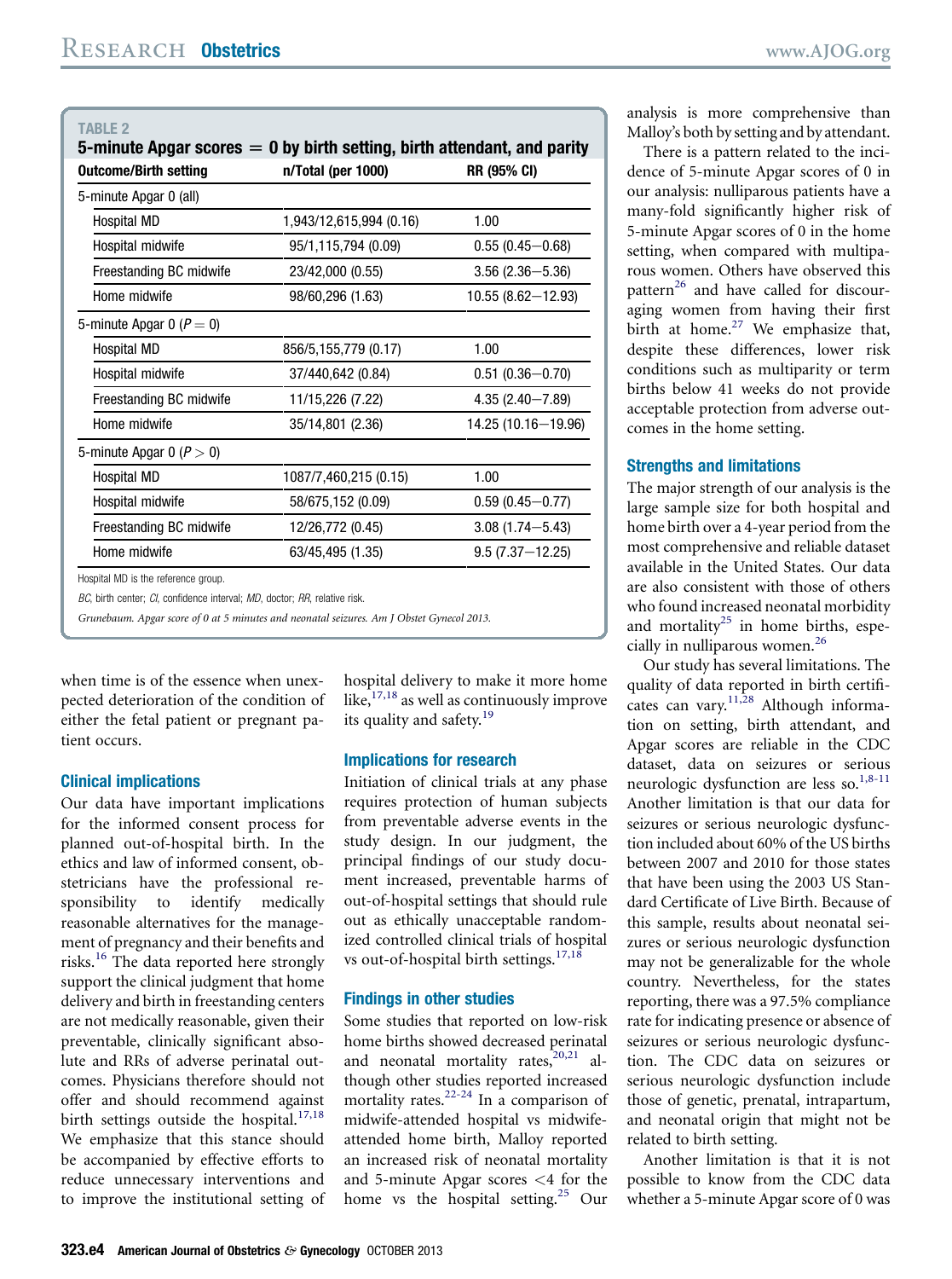**TABLE 2**
**5-minute Apgar scores = 0 by birth setting, birth attendant, and parity**

| Outcome/Birth setting | n/Total (per 1000) | RR (95% CI) |
|---|---|---|
| 5-minute Apgar 0 (all) | | |
| Hospital MD | 1,943/12,615,994 (0.16) | 1.00 |
| Hospital midwife | 95/1,115,794 (0.09) | 0.55 (0.45–0.68) |
| Freestanding BC midwife | 23/42,000 (0.55) | 3.56 (2.36–5.36) |
| Home midwife | 98/60,296 (1.63) | 10.55 (8.62–12.93) |
| 5-minute Apgar 0 ($P = 0$) | | |
| Hospital MD | 856/5,155,779 (0.17) | 1.00 |
| Hospital midwife | 37/440,642 (0.84) | 0.51 (0.36–0.70) |
| Freestanding BC midwife | 11/15,226 (7.22) | 4.35 (2.40–7.89) |
| Home midwife | 35/14,801 (2.36) | 14.25 (10.16–19.96) |
| 5-minute Apgar 0 ($P > 0$) | | |
| Hospital MD | 1087/7,460,215 (0.15) | 1.00 |
| Hospital midwife | 58/675,152 (0.09) | 0.59 (0.45–0.77) |
| Freestanding BC midwife | 12/26,772 (0.45) | 3.08 (1.74–5.43) |
| Home midwife | 63/45,495 (1.35) | 9.5 (7.37–12.25) |

Hospital MD is the reference group.

*BC*, birth center; *CI*, confidence interval; *MD*, doctor; *RR*, relative risk.

*Grunebaum. Apgar score of 0 at 5 minutes and neonatal seizures. Am J Obstet Gynecol 2013.*

when time is of the essence when unexpected deterioration of the condition of either the fetal patient or pregnant patient occurs.

### Clinical implications

Our data have important implications for the informed consent process for planned out-of-hospital birth. In the ethics and law of informed consent, obstetricians have the professional responsibility to identify medically reasonable alternatives for the management of pregnancy and their benefits and risks.[16] The data reported here strongly support the clinical judgment that home delivery and birth in freestanding centers are not medically reasonable, given their preventable, clinically significant absolute and RRs of adverse perinatal outcomes. Physicians therefore should not offer and should recommend against birth settings outside the hospital.[17,18] We emphasize that this stance should be accompanied by effective efforts to reduce unnecessary interventions and to improve the institutional setting of hospital delivery to make it more home like,[17,18] as well as continuously improve its quality and safety.[19]

### Implications for research

Initiation of clinical trials at any phase requires protection of human subjects from preventable adverse events in the study design. In our judgment, the principal findings of our study document increased, preventable harms of out-of-hospital settings that should rule out as ethically unacceptable randomized controlled clinical trials of hospital vs out-of-hospital birth settings.[17,18]

### Findings in other studies

Some studies that reported on low-risk home births showed decreased perinatal and neonatal mortality rates,[20,21] although other studies reported increased mortality rates.[22-24] In a comparison of midwife-attended hospital vs midwife-attended home birth, Malloy reported an increased risk of neonatal mortality and 5-minute Apgar scores <4 for the home vs the hospital setting.[25] Our analysis is more comprehensive than Malloy's both by setting and by attendant.

There is a pattern related to the incidence of 5-minute Apgar scores of 0 in our analysis: nulliparous patients have a many-fold significantly higher risk of 5-minute Apgar scores of 0 in the home setting, when compared with multiparous women. Others have observed this pattern[26] and have called for discouraging women from having their first birth at home.[27] We emphasize that, despite these differences, lower risk conditions such as multiparity or term births below 41 weeks do not provide acceptable protection from adverse outcomes in the home setting.

### Strengths and limitations

The major strength of our analysis is the large sample size for both hospital and home birth over a 4-year period from the most comprehensive and reliable dataset available in the United States. Our data are also consistent with those of others who found increased neonatal morbidity and mortality[25] in home births, especially in nulliparous women.[26]

Our study has several limitations. The quality of data reported in birth certificates can vary.[11,28] Although information on setting, birth attendant, and Apgar scores are reliable in the CDC dataset, data on seizures or serious neurologic dysfunction are less so.[1,8-11] Another limitation is that our data for seizures or serious neurologic dysfunction included about 60% of the US births between 2007 and 2010 for those states that have been using the 2003 US Standard Certificate of Live Birth. Because of this sample, results about neonatal seizures or serious neurologic dysfunction may not be generalizable for the whole country. Nevertheless, for the states reporting, there was a 97.5% compliance rate for indicating presence or absence of seizures or serious neurologic dysfunction. The CDC data on seizures or serious neurologic dysfunction include those of genetic, prenatal, intrapartum, and neonatal origin that might not be related to birth setting.

Another limitation is that it is not possible to know from the CDC data whether a 5-minute Apgar score of 0 was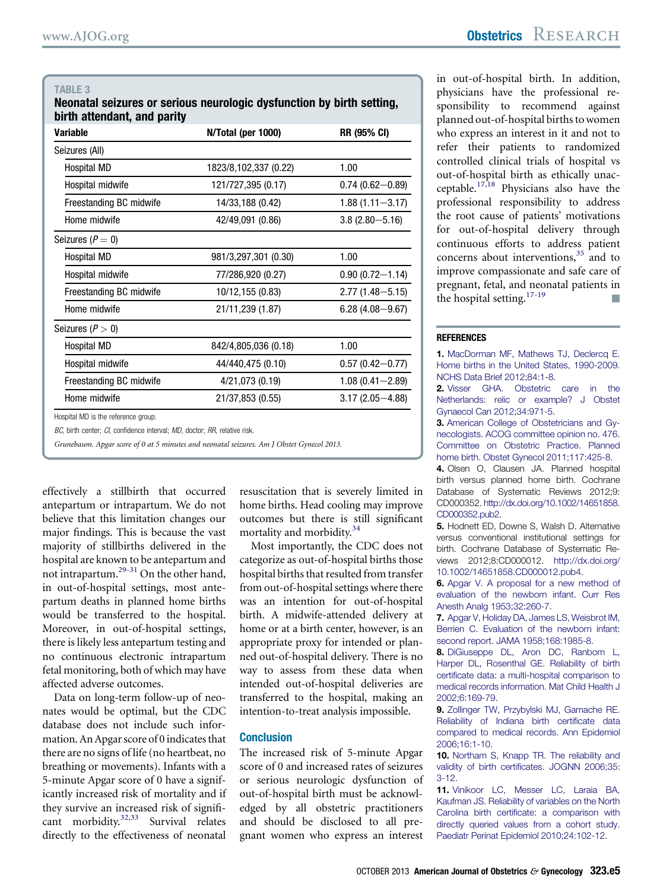**TABLE 3**

**Neonatal seizures or serious neurologic dysfunction by birth setting, birth attendant, and parity**

| Variable | N/Total (per 1000) | RR (95% CI) |
|---|---|---|
| Seizures (All) | | |
| Hospital MD | 1823/8,102,337 (0.22) | 1.00 |
| Hospital midwife | 121/727,395 (0.17) | 0.74 (0.62–0.89) |
| Freestanding BC midwife | 14/33,188 (0.42) | 1.88 (1.11–3.17) |
| Home midwife | 42/49,091 (0.86) | 3.8 (2.80–5.16) |
| Seizures ($P = 0$) | | |
| Hospital MD | 981/3,297,301 (0.30) | 1.00 |
| Hospital midwife | 77/286,920 (0.27) | 0.90 (0.72–1.14) |
| Freestanding BC midwife | 10/12,155 (0.83) | 2.77 (1.48–5.15) |
| Home midwife | 21/11,239 (1.87) | 6.28 (4.08–9.67) |
| Seizures ($P > 0$) | | |
| Hospital MD | 842/4,805,036 (0.18) | 1.00 |
| Hospital midwife | 44/440,475 (0.10) | 0.57 (0.42–0.77) |
| Freestanding BC midwife | 4/21,073 (0.19) | 1.08 (0.41–2.89) |
| Home midwife | 21/37,853 (0.55) | 3.17 (2.05–4.88) |

Hospital MD is the reference group.

*BC*, birth center; *CI*, confidence interval; *MD*, doctor; *RR*, relative risk.

*Grunebaum. Apgar score of 0 at 5 minutes and neonatal seizures. Am J Obstet Gynecol 2013.*

effectively a stillbirth that occurred antepartum or intrapartum. We do not believe that this limitation changes our major findings. This is because the vast majority of stillbirths delivered in the hospital are known to be antepartum and not intrapartum.[29-31] On the other hand, in out-of-hospital settings, most antepartum deaths in planned home births would be transferred to the hospital. Moreover, in out-of-hospital settings, there is likely less antepartum testing and no continuous electronic intrapartum fetal monitoring, both of which may have affected adverse outcomes.

Data on long-term follow-up of neonates would be optimal, but the CDC database does not include such information. An Apgar score of 0 indicates that there are no signs of life (no heartbeat, no breathing or movements). Infants with a 5-minute Apgar score of 0 have a significantly increased risk of mortality and if they survive an increased risk of significant morbidity.[32,33] Survival relates directly to the effectiveness of neonatal resuscitation that is severely limited in home births. Head cooling may improve outcomes but there is still significant mortality and morbidity.[34]

Most importantly, the CDC does not categorize as out-of-hospital births those hospital births that resulted from transfer from out-of-hospital settings where there was an intention for out-of-hospital birth. A midwife-attended delivery at home or at a birth center, however, is an appropriate proxy for intended or planned out-of-hospital delivery. There is no way to assess from these data when intended out-of-hospital deliveries are transferred to the hospital, making an intention-to-treat analysis impossible.

## Conclusion

The increased risk of 5-minute Apgar score of 0 and increased rates of seizures or serious neurologic dysfunction of out-of-hospital birth must be acknowledged by all obstetric practitioners and should be disclosed to all pregnant women who express an interest in out-of-hospital birth. In addition, physicians have the professional responsibility to recommend against planned out-of-hospital births to women who express an interest in it and not to refer their patients to randomized controlled clinical trials of hospital vs out-of-hospital birth as ethically unacceptable.[17,18] Physicians also have the professional responsibility to address the root cause of patients' motivations for out-of-hospital delivery through continuous efforts to address patient concerns about interventions,[35] and to improve compassionate and safe care of pregnant, fetal, and neonatal patients in the hospital setting.[17-19] ■

## REFERENCES

1. MacDorman MF, Mathews TJ, Declercq E. Home births in the United States, 1990-2009. NCHS Data Brief 2012;84:1-8.
2. Visser GHA. Obstetric care in the Netherlands: relic or example? J Obstet Gynaecol Can 2012;34:971-5.
3. American College of Obstetricians and Gynecologists. ACOG committee opinion no. 476. Committee on Obstetric Practice. Planned home birth. Obstet Gynecol 2011;117:425-8.
4. Olsen O, Clausen JA. Planned hospital birth versus planned home birth. Cochrane Database of Systematic Reviews 2012;9: CD000352. http://dx.doi.org/10.1002/14651858.CD000352.pub2.
5. Hodnett ED, Downe S, Walsh D. Alternative versus conventional institutional settings for birth. Cochrane Database of Systematic Reviews 2012;8:CD000012. http://dx.doi.org/10.1002/14651858.CD000012.pub4.
6. Apgar V. A proposal for a new method of evaluation of the newborn infant. Curr Res Anesth Analg 1953;32:260-7.
7. Apgar V, Holiday DA, James LS, Weisbrot IM, Berrien C. Evaluation of the newborn infant: second report. JAMA 1958;168:1985-8.
8. DiGiuseppe DL, Aron DC, Ranbom L, Harper DL, Rosenthal GE. Reliability of birth certificate data: a multi-hospital comparison to medical records information. Mat Child Health J 2002;6:169-79.
9. Zollinger TW, Przybylski MJ, Gamache RE. Reliability of Indiana birth certificate data compared to medical records. Ann Epidemiol 2006;16:1-10.
10. Northam S, Knapp TR. The reliability and validity of birth certificates. JOGNN 2006;35: 3-12.
11. Vinikoor LC, Messer LC, Laraia BA, Kaufman JS. Reliability of variables on the North Carolina birth certificate: a comparison with directly queried values from a cohort study. Paediatr Perinat Epidemiol 2010;24:102-12.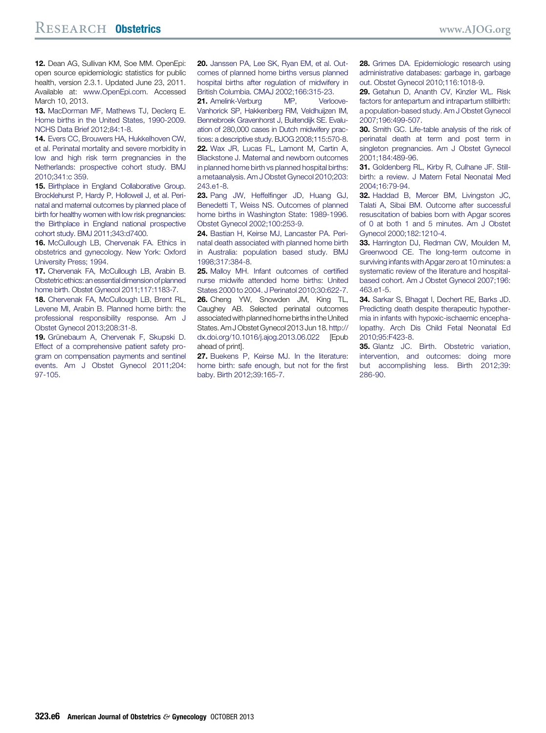12. Dean AG, Sullivan KM, Soe MM. OpenEpi: open source epidemiologic statistics for public health, version 2.3.1. Updated June 23, 2011. Available at: www.OpenEpi.com. Accessed March 10, 2013.

13. MacDorman MF, Mathews TJ, Declerq E. Home births in the United States, 1990-2009. NCHS Data Brief 2012;84:1-8.

14. Evers CC, Brouwers HA, Hukkelhoven CW, et al. Perinatal mortality and severe morbidity in low and high risk term pregnancies in the Netherlands: prospective cohort study. BMJ 2010;341:c 359.

15. Birthplace in England Collaborative Group. Brocklehurst P, Hardy P, Hollowell J, et al. Perinatal and maternal outcomes by planned place of birth for healthy women with low risk pregnancies: the Birthplace in England national prospective cohort study. BMJ 2011;343:d7400.

16. McCullough LB, Chervenak FA. Ethics in obstetrics and gynecology. New York: Oxford University Press; 1994.

17. Chervenak FA, McCullough LB, Arabin B. Obstetric ethics: an essential dimension of planned home birth. Obstet Gynecol 2011;117:1183-7.

18. Chervenak FA, McCullough LB, Brent RL, Levene MI, Arabin B. Planned home birth: the professional responsibility response. Am J Obstet Gynecol 2013;208:31-8.

19. Grünebaum A, Chervenak F, Skupski D. Effect of a comprehensive patient safety program on compensation payments and sentinel events. Am J Obstet Gynecol 2011;204:97-105.

20. Janssen PA, Lee SK, Ryan EM, et al. Outcomes of planned home births versus planned hospital births after regulation of midwifery in British Columbia. CMAJ 2002;166:315-23.

21. Amelink-Verburg MP, Verloove-Vanhorick SP, Hakkenberg RM, Veldhuijzen IM, Bennebroek Gravenhorst J, Buitendijk SE. Evaluation of 280,000 cases in Dutch midwifery practices: a descriptive study. BJOG 2008;115:570-8.

22. Wax JR, Lucas FL, Lamont M, Cartin A, Blackstone J. Maternal and newborn outcomes in planned home birth vs planned hospital births: a metaanalysis. Am J Obstet Gynecol 2010;203:243.e1-8.

23. Pang JW, Heffelfinger JD, Huang GJ, Benedetti T, Weiss NS. Outcomes of planned home births in Washington State: 1989-1996. Obstet Gynecol 2002;100:253-9.

24. Bastian H, Keirse MJ, Lancaster PA. Perinatal death associated with planned home birth in Australia: population based study. BMJ 1998;317:384-8.

25. Malloy MH. Infant outcomes of certified nurse midwife attended home births: United States 2000 to 2004. J Perinatol 2010;30:622-7.

26. Cheng YW, Snowden JM, King TL, Caughey AB. Selected perinatal outcomes associated with planned home births in the United States. Am J Obstet Gynecol 2013 Jun 18. http://dx.doi.org/10.1016/j.ajog.2013.06.022 [Epub ahead of print].

27. Buekens P, Keirse MJ. In the literature: home birth: safe enough, but not for the first baby. Birth 2012;39:165-7.

28. Grimes DA. Epidemiologic research using administrative databases: garbage in, garbage out. Obstet Gynecol 2010;116:1018-9.

29. Getahun D, Ananth CV, Kinzler WL. Risk factors for antepartum and intrapartum stillbirth: a population-based study. Am J Obstet Gynecol 2007;196:499-507.

30. Smith GC. Life-table analysis of the risk of perinatal death at term and post term in singleton pregnancies. Am J Obstet Gynecol 2001;184:489-96.

31. Goldenberg RL, Kirby R, Culhane JF. Stillbirth: a review. J Matern Fetal Neonatal Med 2004;16:79-94.

32. Haddad B, Mercer BM, Livingston JC, Talati A, Sibai BM. Outcome after successful resuscitation of babies born with Apgar scores of 0 at both 1 and 5 minutes. Am J Obstet Gynecol 2000;182:1210-4.

33. Harrington DJ, Redman CW, Moulden M, Greenwood CE. The long-term outcome in surviving infants with Apgar zero at 10 minutes: a systematic review of the literature and hospital-based cohort. Am J Obstet Gynecol 2007;196:463.e1-5.

34. Sarkar S, Bhagat I, Dechert RE, Barks JD. Predicting death despite therapeutic hypothermia in infants with hypoxic-ischaemic encephalopathy. Arch Dis Child Fetal Neonatal Ed 2010;95:F423-8.

35. Glantz JC. Birth. Obstetric variation, intervention, and outcomes: doing more but accomplishing less. Birth 2012;39:286-90.